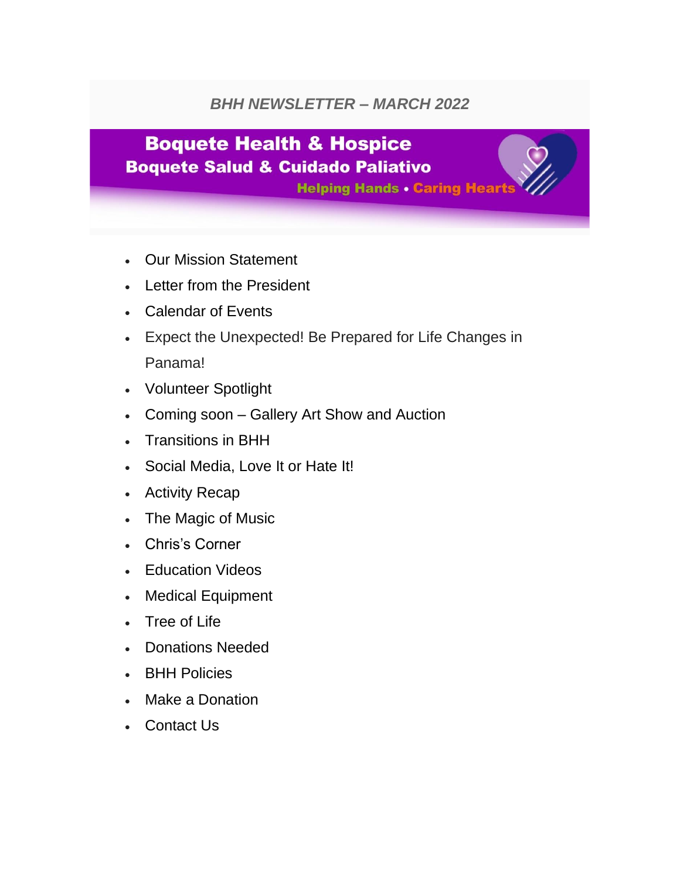*BHH NEWSLETTER – MARCH 2022*

# Boquete Health & Hospice

## Boquete Salud & Cuidado Paliativo

**Helping Hands • Caring Hearts**

- Our Mission Statement
- Letter from the President
- Calendar of Events
- Expect the Unexpected! Be Prepared for Life Changes in Panama!
- Volunteer Spotlight
- Coming soon – Gallery Art Show and Auction
- Transitions in BHH
- Social Media, Love It or Hate It!
- Activity Recap
- The Magic of Music
- Chris's Corner
- Education Videos
- Medical Equipment
- Tree of Life
- Donations Needed
- BHH Policies
- Make a Donation
- Contact Us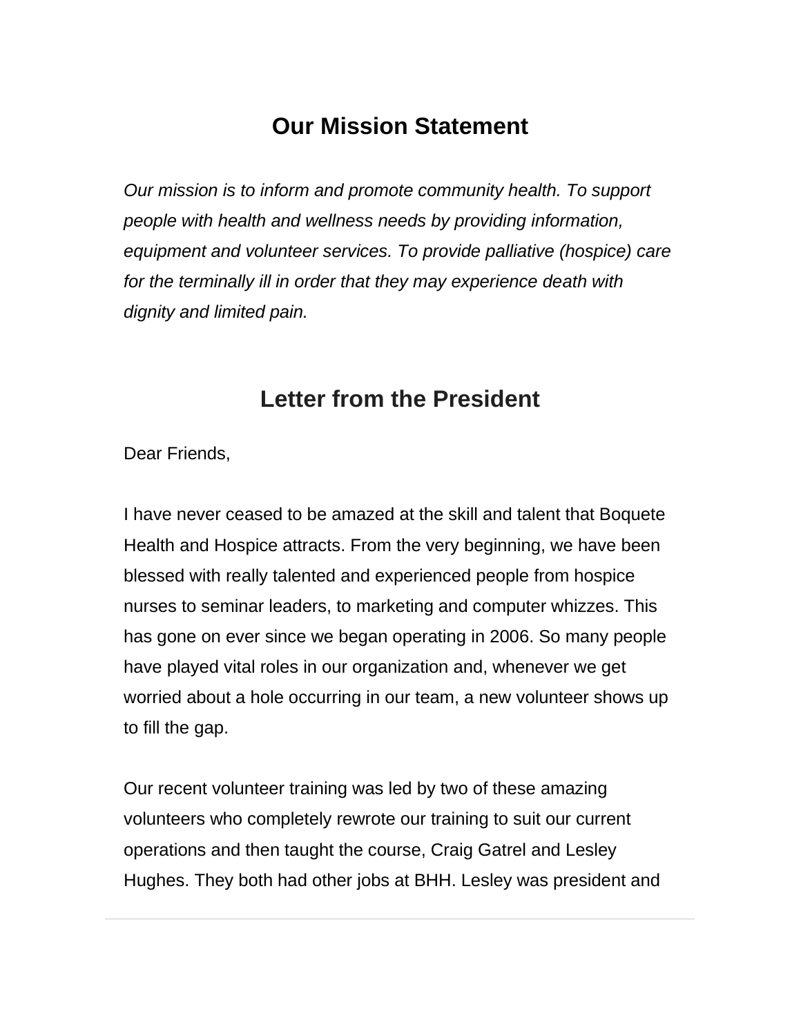## Our Mission Statement

*Our mission is to inform and promote community health. To support people with health and wellness needs by providing information, equipment and volunteer services. To provide palliative (hospice) care for the terminally ill in order that they may experience death with dignity and limited pain.*

## Letter from the President

Dear Friends,

I have never ceased to be amazed at the skill and talent that Boquete Health and Hospice attracts. From the very beginning, we have been blessed with really talented and experienced people from hospice nurses to seminar leaders, to marketing and computer whizzes. This has gone on ever since we began operating in 2006. So many people have played vital roles in our organization and, whenever we get worried about a hole occurring in our team, a new volunteer shows up to fill the gap.

Our recent volunteer training was led by two of these amazing volunteers who completely rewrote our training to suit our current operations and then taught the course, Craig Gatrel and Lesley Hughes. They both had other jobs at BHH. Lesley was president and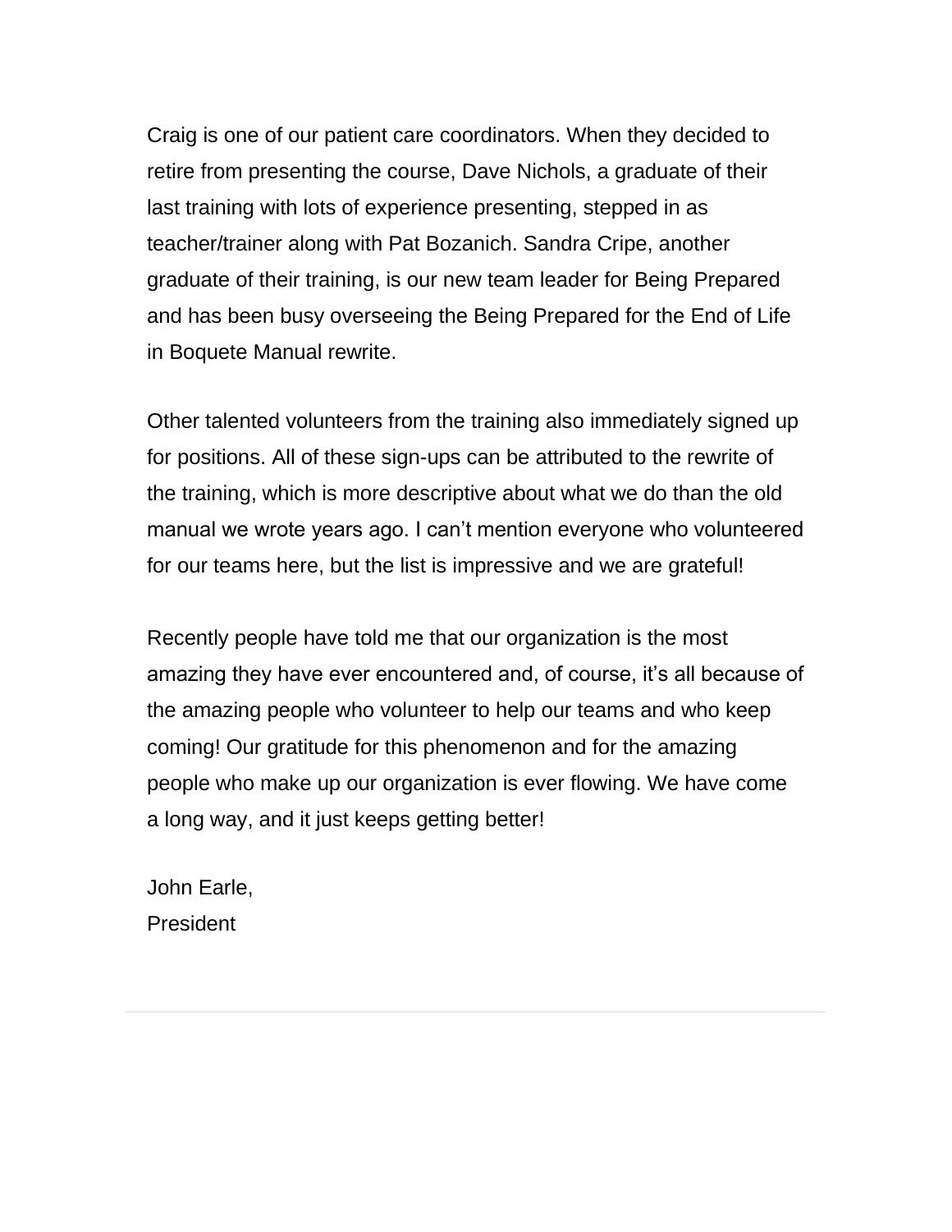Craig is one of our patient care coordinators. When they decided to retire from presenting the course, Dave Nichols, a graduate of their last training with lots of experience presenting, stepped in as teacher/trainer along with Pat Bozanich. Sandra Cripe, another graduate of their training, is our new team leader for Being Prepared and has been busy overseeing the Being Prepared for the End of Life in Boquete Manual rewrite.

Other talented volunteers from the training also immediately signed up for positions. All of these sign-ups can be attributed to the rewrite of the training, which is more descriptive about what we do than the old manual we wrote years ago. I can't mention everyone who volunteered for our teams here, but the list is impressive and we are grateful!

Recently people have told me that our organization is the most amazing they have ever encountered and, of course, it's all because of the amazing people who volunteer to help our teams and who keep coming! Our gratitude for this phenomenon and for the amazing people who make up our organization is ever flowing. We have come a long way, and it just keeps getting better!

John Earle,
President

---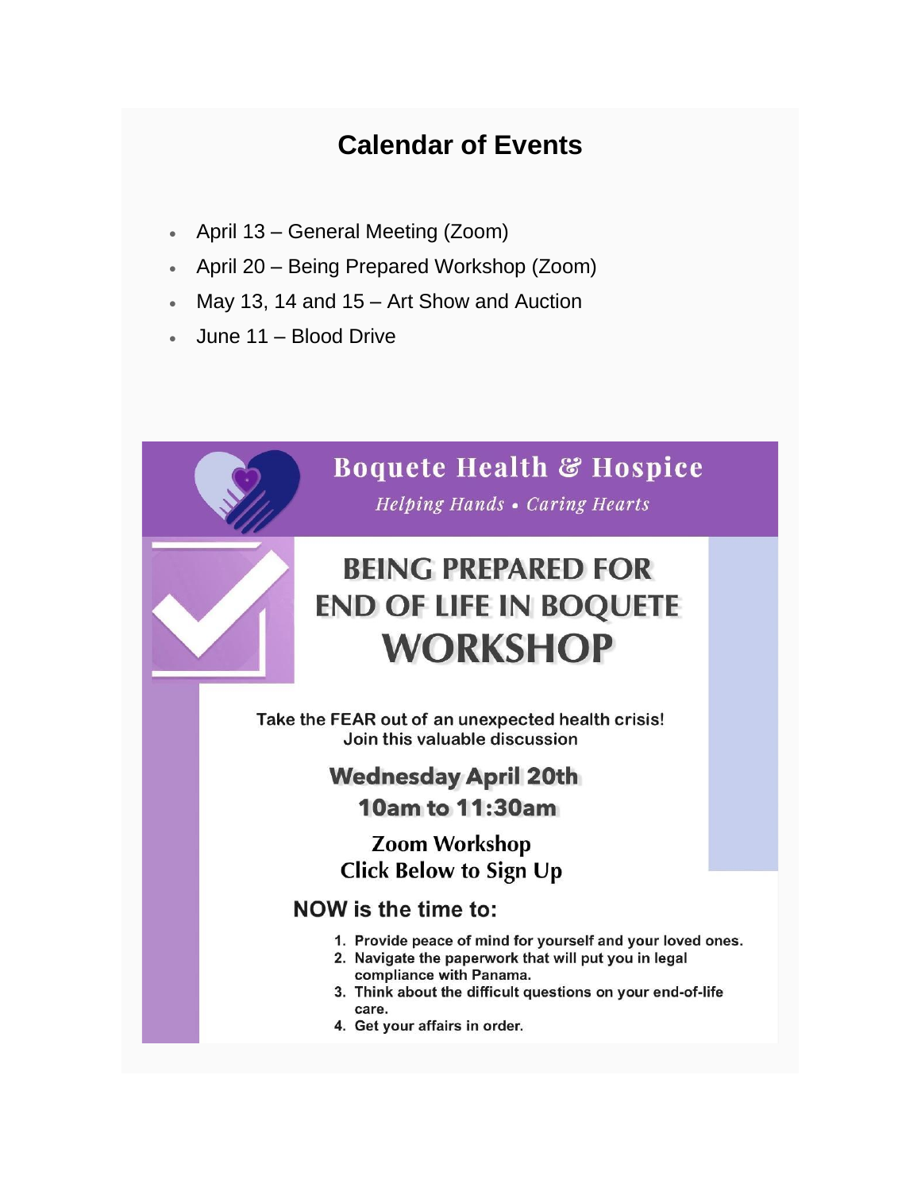## Calendar of Events

- April 13 – General Meeting (Zoom)
- April 20 – Being Prepared Workshop (Zoom)
- May 13, 14 and 15 – Art Show and Auction
- June 11 – Blood Drive

## Boquete Health & Hospice

*Helping Hands • Caring Hearts*

# BEING PREPARED FOR END OF LIFE IN BOQUETE WORKSHOP

Take the FEAR out of an unexpected health crisis!
Join this valuable discussion

**Wednesday April 20th**
**10am to 11:30am**

**Zoom Workshop**
**Click Below to Sign Up**

### NOW is the time to:

1. Provide peace of mind for yourself and your loved ones.
2. Navigate the paperwork that will put you in legal compliance with Panama.
3. Think about the difficult questions on your end-of-life care.
4. Get your affairs in order.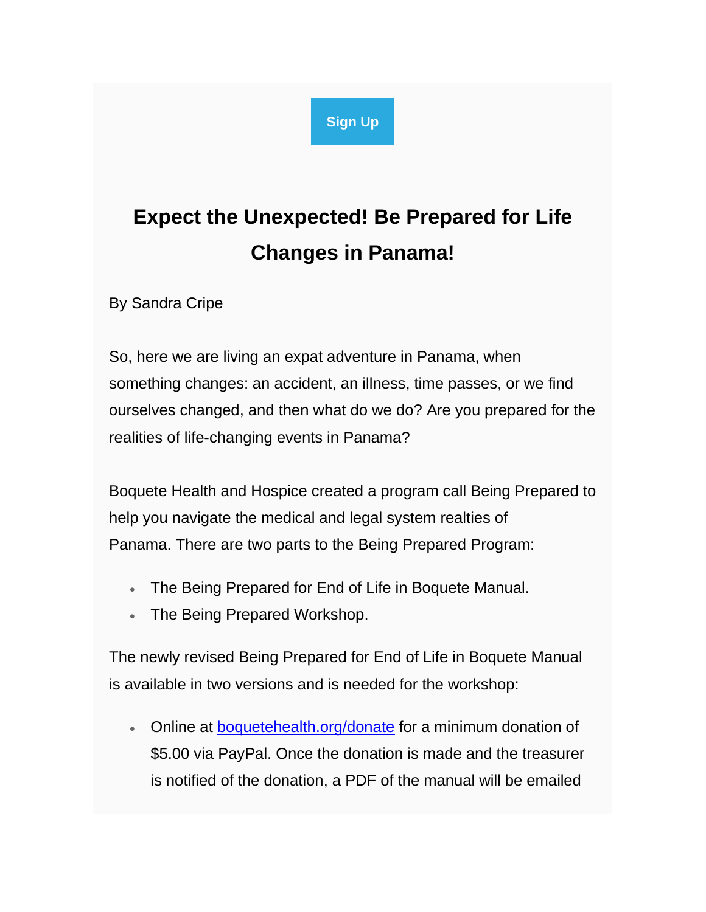Sign Up

## Expect the Unexpected! Be Prepared for Life Changes in Panama!

By Sandra Cripe

So, here we are living an expat adventure in Panama, when something changes: an accident, an illness, time passes, or we find ourselves changed, and then what do we do? Are you prepared for the realities of life-changing events in Panama?

Boquete Health and Hospice created a program call Being Prepared to help you navigate the medical and legal system realties of Panama. There are two parts to the Being Prepared Program:

- The Being Prepared for End of Life in Boquete Manual.
- The Being Prepared Workshop.

The newly revised Being Prepared for End of Life in Boquete Manual is available in two versions and is needed for the workshop:

- Online at [boquetehealth.org/donate](boquetehealth.org/donate) for a minimum donation of $5.00 via PayPal. Once the donation is made and the treasurer is notified of the donation, a PDF of the manual will be emailed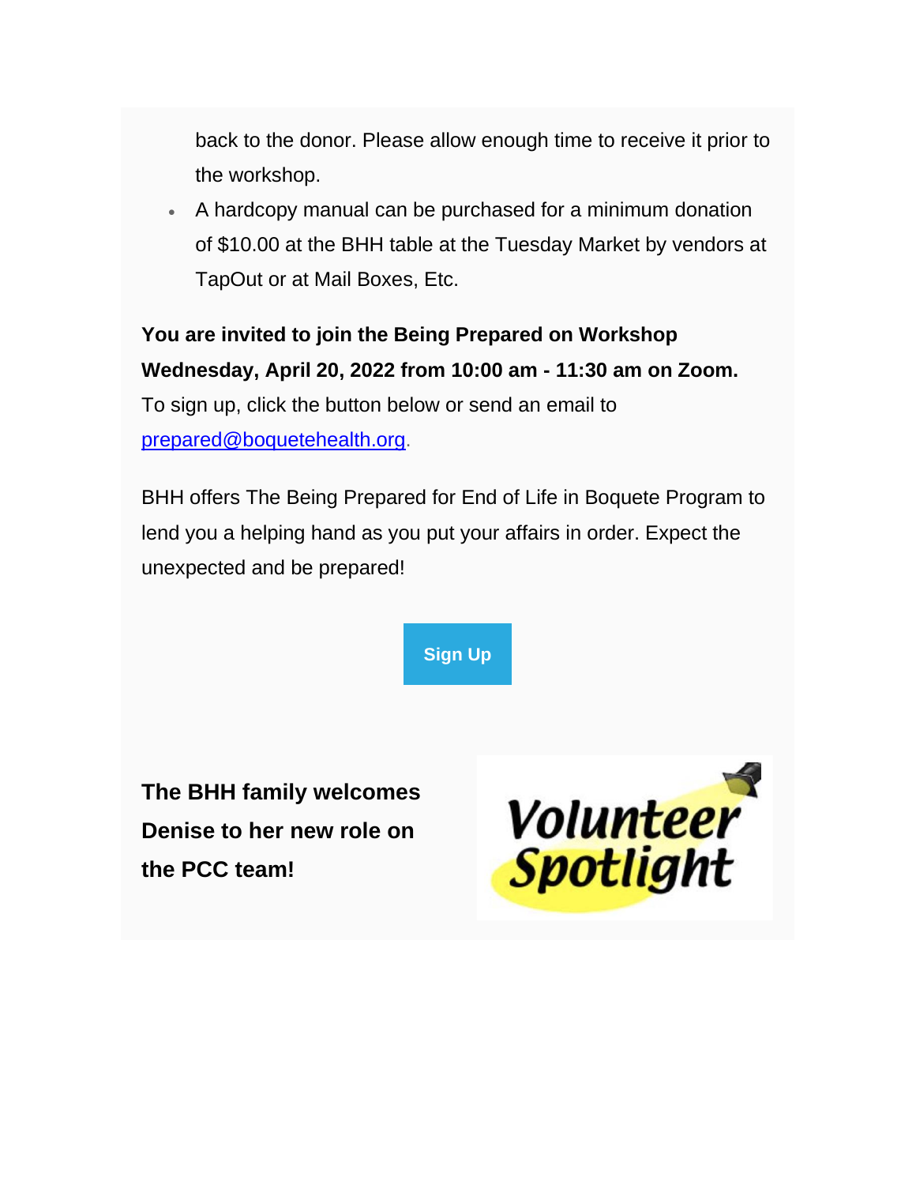back to the donor. Please allow enough time to receive it prior to the workshop.

- A hardcopy manual can be purchased for a minimum donation of $10.00 at the BHH table at the Tuesday Market by vendors at TapOut or at Mail Boxes, Etc.

**You are invited to join the Being Prepared on Workshop Wednesday, April 20, 2022 from 10:00 am - 11:30 am on Zoom.** To sign up, click the button below or send an email to [prepared@boquetehealth.org](mailto:prepared@boquetehealth.org).

BHH offers The Being Prepared for End of Life in Boquete Program to lend you a helping hand as you put your affairs in order. Expect the unexpected and be prepared!

**Sign Up**

**The BHH family welcomes Denise to her new role on the PCC team!**

Volunteer Spotlight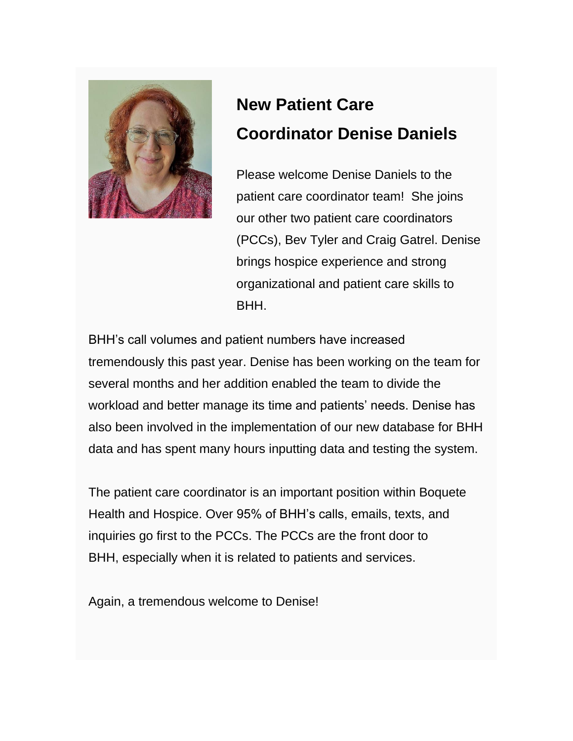## New Patient Care Coordinator Denise Daniels

Please welcome Denise Daniels to the patient care coordinator team! She joins our other two patient care coordinators (PCCs), Bev Tyler and Craig Gatrel. Denise brings hospice experience and strong organizational and patient care skills to BHH.

BHH's call volumes and patient numbers have increased tremendously this past year. Denise has been working on the team for several months and her addition enabled the team to divide the workload and better manage its time and patients' needs. Denise has also been involved in the implementation of our new database for BHH data and has spent many hours inputting data and testing the system.

The patient care coordinator is an important position within Boquete Health and Hospice. Over 95% of BHH's calls, emails, texts, and inquiries go first to the PCCs. The PCCs are the front door to BHH, especially when it is related to patients and services.

Again, a tremendous welcome to Denise!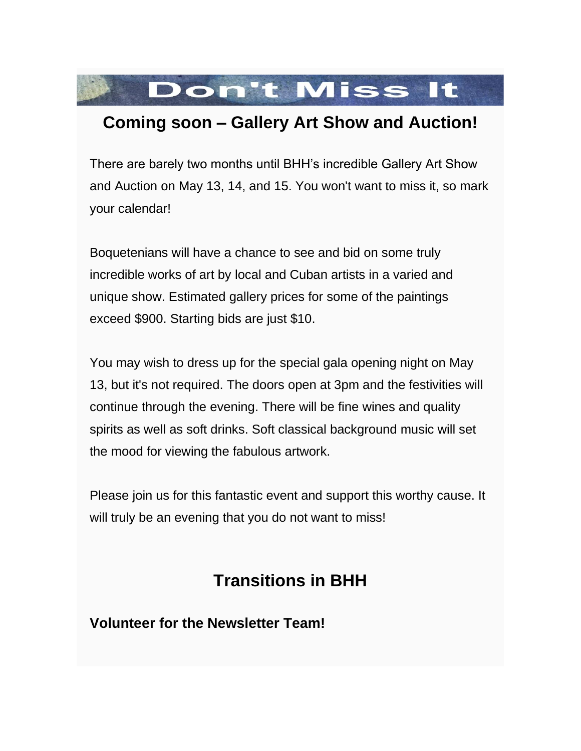# Don't Miss It

## Coming soon – Gallery Art Show and Auction!

There are barely two months until BHH's incredible Gallery Art Show and Auction on May 13, 14, and 15. You won't want to miss it, so mark your calendar!

Boquetenians will have a chance to see and bid on some truly incredible works of art by local and Cuban artists in a varied and unique show. Estimated gallery prices for some of the paintings exceed $900. Starting bids are just $10.

You may wish to dress up for the special gala opening night on May 13, but it's not required. The doors open at 3pm and the festivities will continue through the evening. There will be fine wines and quality spirits as well as soft drinks. Soft classical background music will set the mood for viewing the fabulous artwork.

Please join us for this fantastic event and support this worthy cause. It will truly be an evening that you do not want to miss!

## Transitions in BHH

**Volunteer for the Newsletter Team!**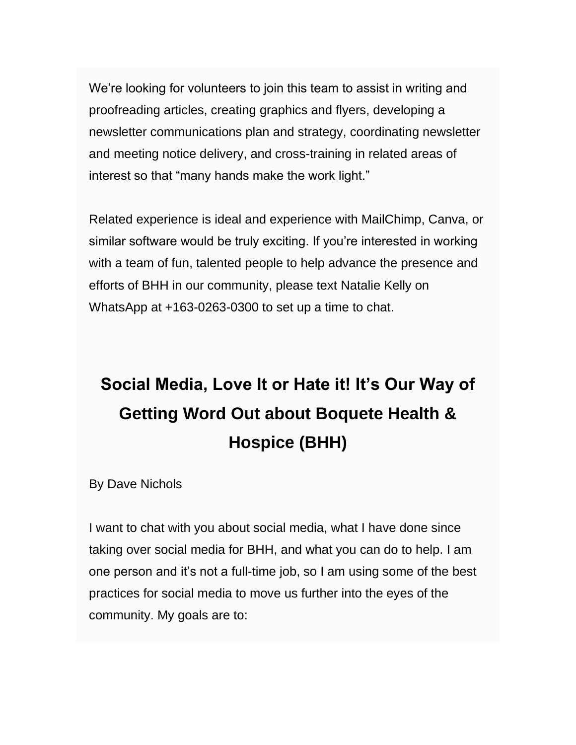We're looking for volunteers to join this team to assist in writing and proofreading articles, creating graphics and flyers, developing a newsletter communications plan and strategy, coordinating newsletter and meeting notice delivery, and cross-training in related areas of interest so that "many hands make the work light."

Related experience is ideal and experience with MailChimp, Canva, or similar software would be truly exciting. If you're interested in working with a team of fun, talented people to help advance the presence and efforts of BHH in our community, please text Natalie Kelly on WhatsApp at +163-0263-0300 to set up a time to chat.

## Social Media, Love It or Hate it! It's Our Way of Getting Word Out about Boquete Health & Hospice (BHH)

By Dave Nichols

I want to chat with you about social media, what I have done since taking over social media for BHH, and what you can do to help. I am one person and it's not a full-time job, so I am using some of the best practices for social media to move us further into the eyes of the community. My goals are to: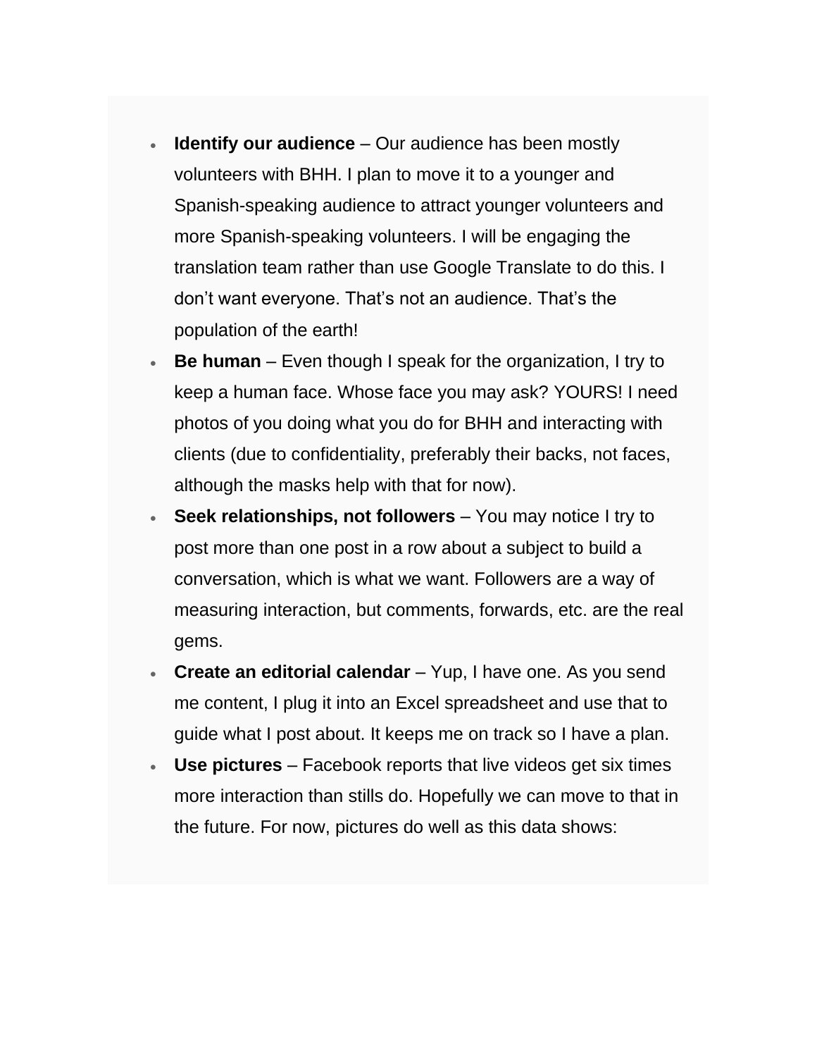- **Identify our audience** – Our audience has been mostly volunteers with BHH. I plan to move it to a younger and Spanish-speaking audience to attract younger volunteers and more Spanish-speaking volunteers. I will be engaging the translation team rather than use Google Translate to do this. I don't want everyone. That's not an audience. That's the population of the earth!
- **Be human** – Even though I speak for the organization, I try to keep a human face. Whose face you may ask? YOURS! I need photos of you doing what you do for BHH and interacting with clients (due to confidentiality, preferably their backs, not faces, although the masks help with that for now).
- **Seek relationships, not followers** – You may notice I try to post more than one post in a row about a subject to build a conversation, which is what we want. Followers are a way of measuring interaction, but comments, forwards, etc. are the real gems.
- **Create an editorial calendar** – Yup, I have one. As you send me content, I plug it into an Excel spreadsheet and use that to guide what I post about. It keeps me on track so I have a plan.
- **Use pictures** – Facebook reports that live videos get six times more interaction than stills do. Hopefully we can move to that in the future. For now, pictures do well as this data shows: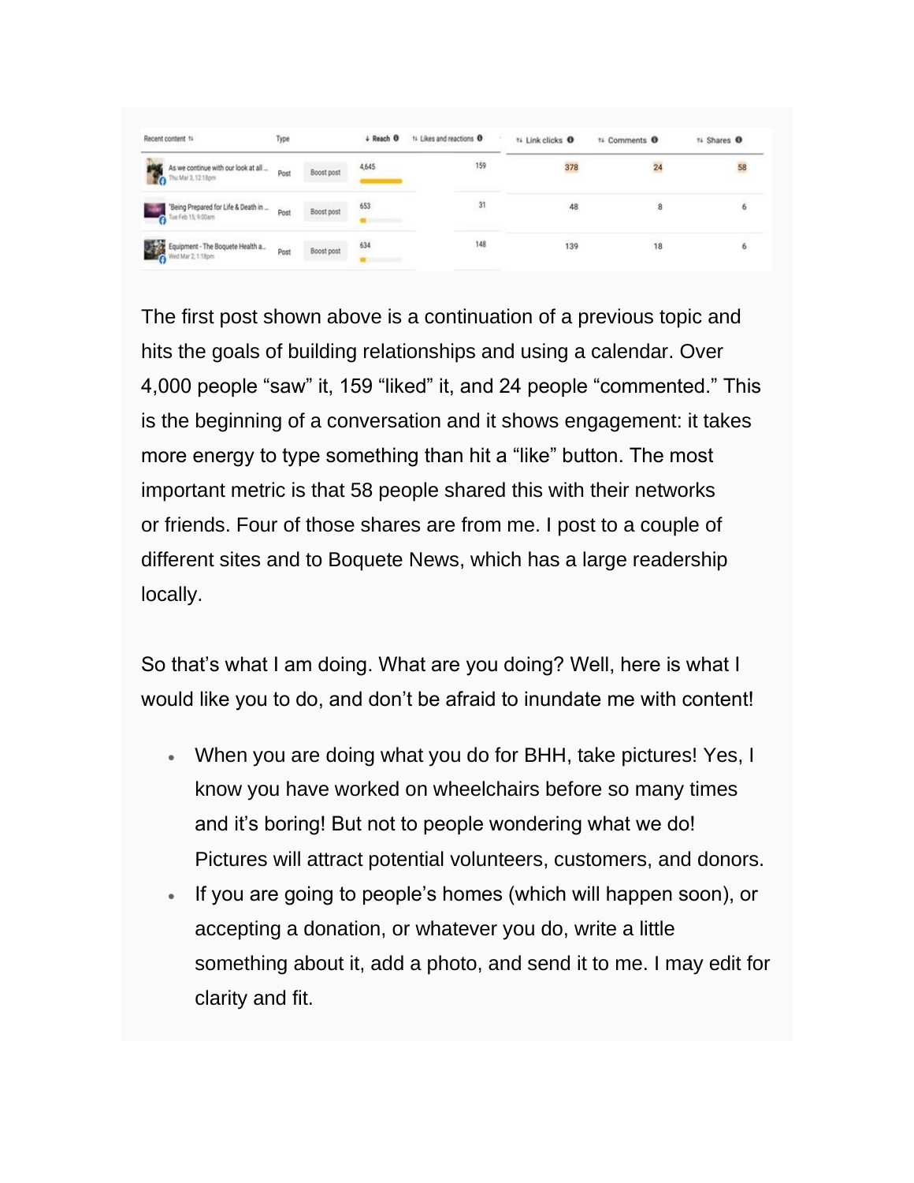| Recent content | Type | | Reach | Likes and reactions | Link clicks | Comments | Shares |
|---|---|---|---|---|---|---|---|
| As we continue with our look at all ... Thu Mar 3, 12:18pm | Post | Boost post | 4,645 | 159 | 378 | 24 | 58 |
| "Being Prepared for Life & Death in ... Tue Feb 15, 9:00am | Post | Boost post | 653 | 31 | 48 | 8 | 6 |
| Equipment - The Boquete Health a... Wed Mar 2, 1:18pm | Post | Boost post | 634 | 148 | 139 | 18 | 6 |

The first post shown above is a continuation of a previous topic and hits the goals of building relationships and using a calendar. Over 4,000 people "saw" it, 159 "liked" it, and 24 people "commented." This is the beginning of a conversation and it shows engagement: it takes more energy to type something than hit a "like" button. The most important metric is that 58 people shared this with their networks or friends. Four of those shares are from me. I post to a couple of different sites and to Boquete News, which has a large readership locally.

So that's what I am doing. What are you doing? Well, here is what I would like you to do, and don't be afraid to inundate me with content!

- When you are doing what you do for BHH, take pictures! Yes, I know you have worked on wheelchairs before so many times and it's boring! But not to people wondering what we do! Pictures will attract potential volunteers, customers, and donors.
- If you are going to people's homes (which will happen soon), or accepting a donation, or whatever you do, write a little something about it, add a photo, and send it to me. I may edit for clarity and fit.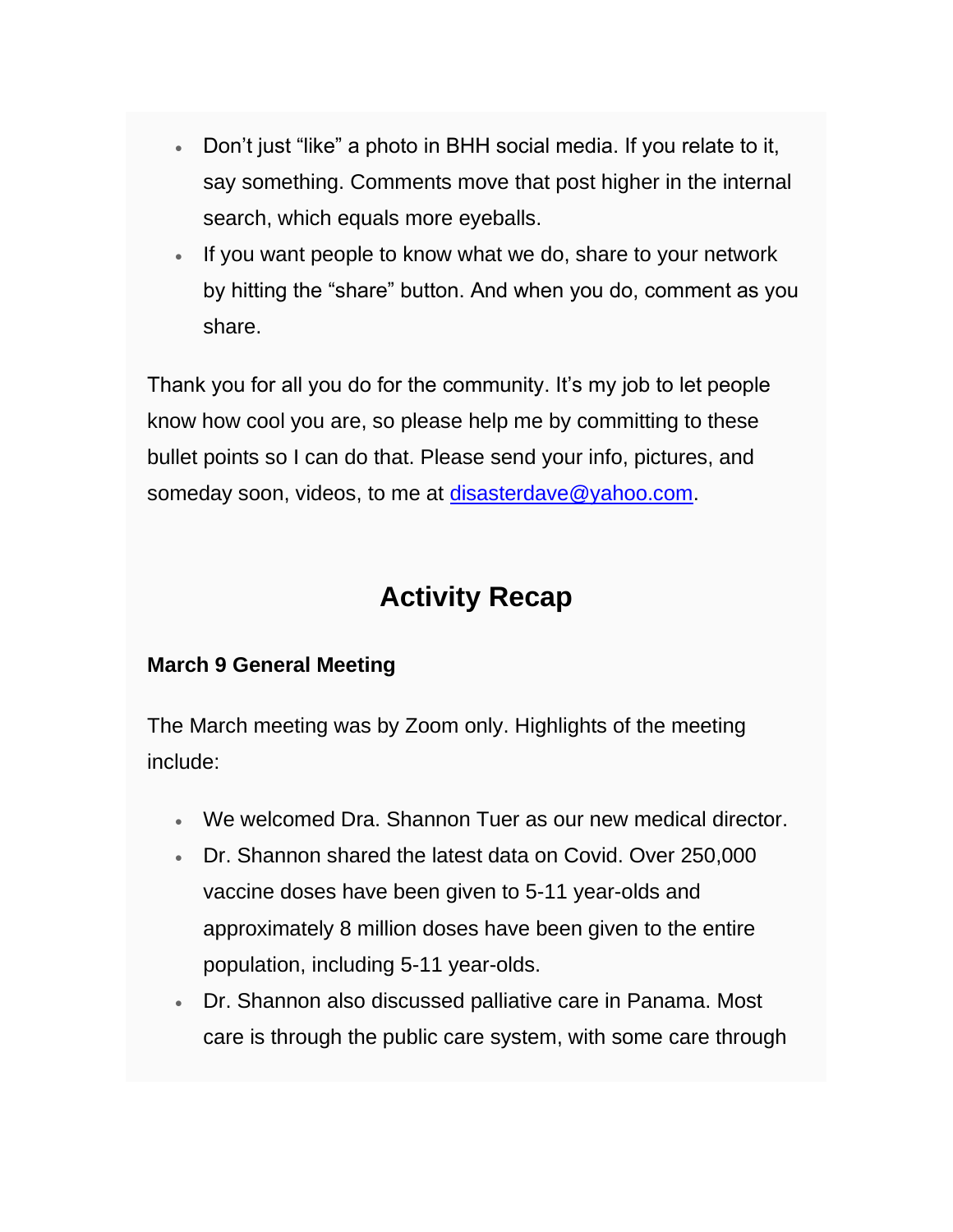- Don't just "like" a photo in BHH social media. If you relate to it, say something. Comments move that post higher in the internal search, which equals more eyeballs.
- If you want people to know what we do, share to your network by hitting the "share" button. And when you do, comment as you share.

Thank you for all you do for the community. It's my job to let people know how cool you are, so please help me by committing to these bullet points so I can do that. Please send your info, pictures, and someday soon, videos, to me at [disasterdave@yahoo.com](mailto:disasterdave@yahoo.com).

## Activity Recap

**March 9 General Meeting**

The March meeting was by Zoom only. Highlights of the meeting include:

- We welcomed Dra. Shannon Tuer as our new medical director.
- Dr. Shannon shared the latest data on Covid. Over 250,000 vaccine doses have been given to 5-11 year-olds and approximately 8 million doses have been given to the entire population, including 5-11 year-olds.
- Dr. Shannon also discussed palliative care in Panama. Most care is through the public care system, with some care through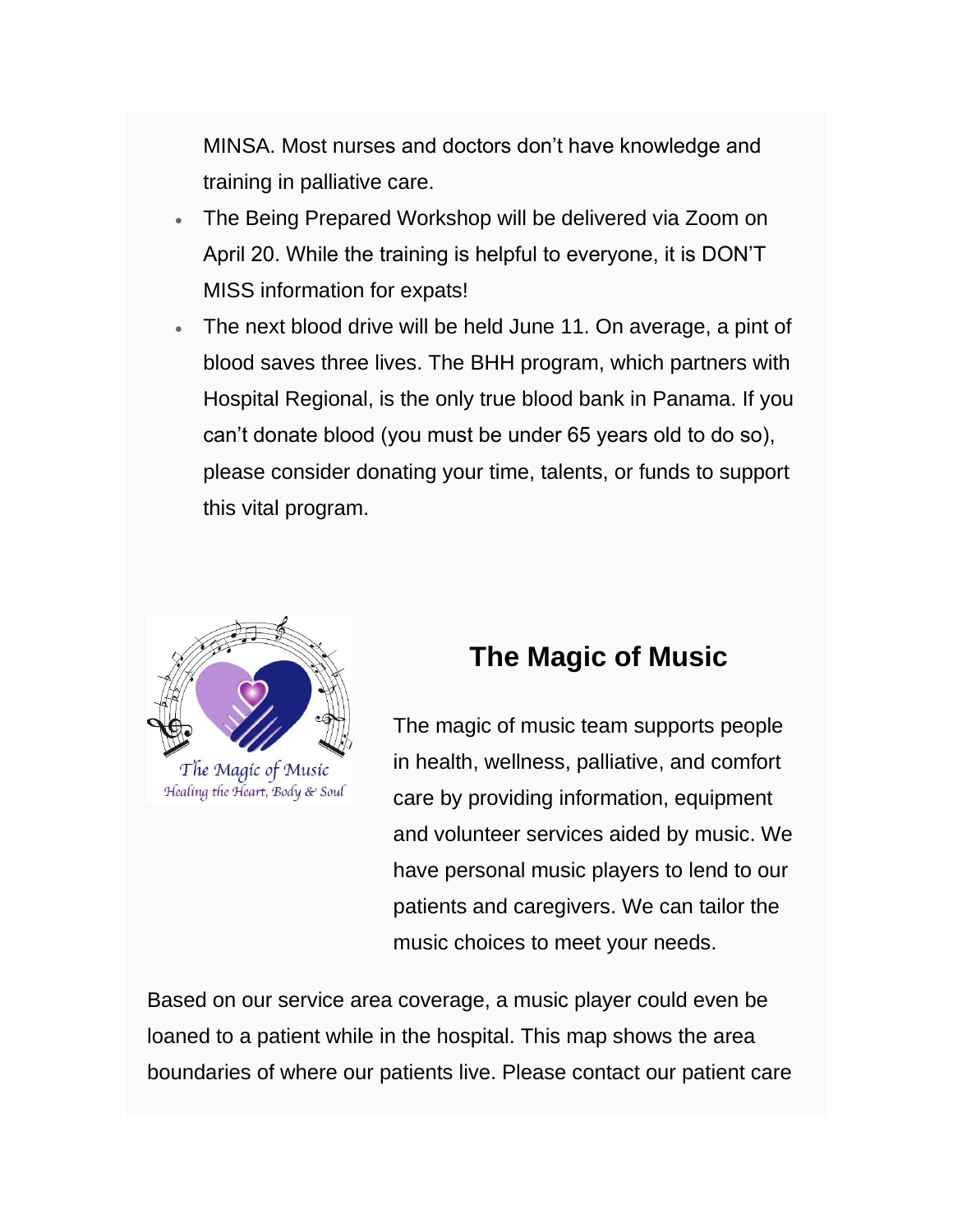MINSA. Most nurses and doctors don't have knowledge and training in palliative care.

- The Being Prepared Workshop will be delivered via Zoom on April 20. While the training is helpful to everyone, it is DON'T MISS information for expats!
- The next blood drive will be held June 11. On average, a pint of blood saves three lives. The BHH program, which partners with Hospital Regional, is the only true blood bank in Panama. If you can't donate blood (you must be under 65 years old to do so), please consider donating your time, talents, or funds to support this vital program.

## The Magic of Music

The magic of music team supports people in health, wellness, palliative, and comfort care by providing information, equipment and volunteer services aided by music. We have personal music players to lend to our patients and caregivers. We can tailor the music choices to meet your needs.

Based on our service area coverage, a music player could even be loaned to a patient while in the hospital. This map shows the area boundaries of where our patients live. Please contact our patient care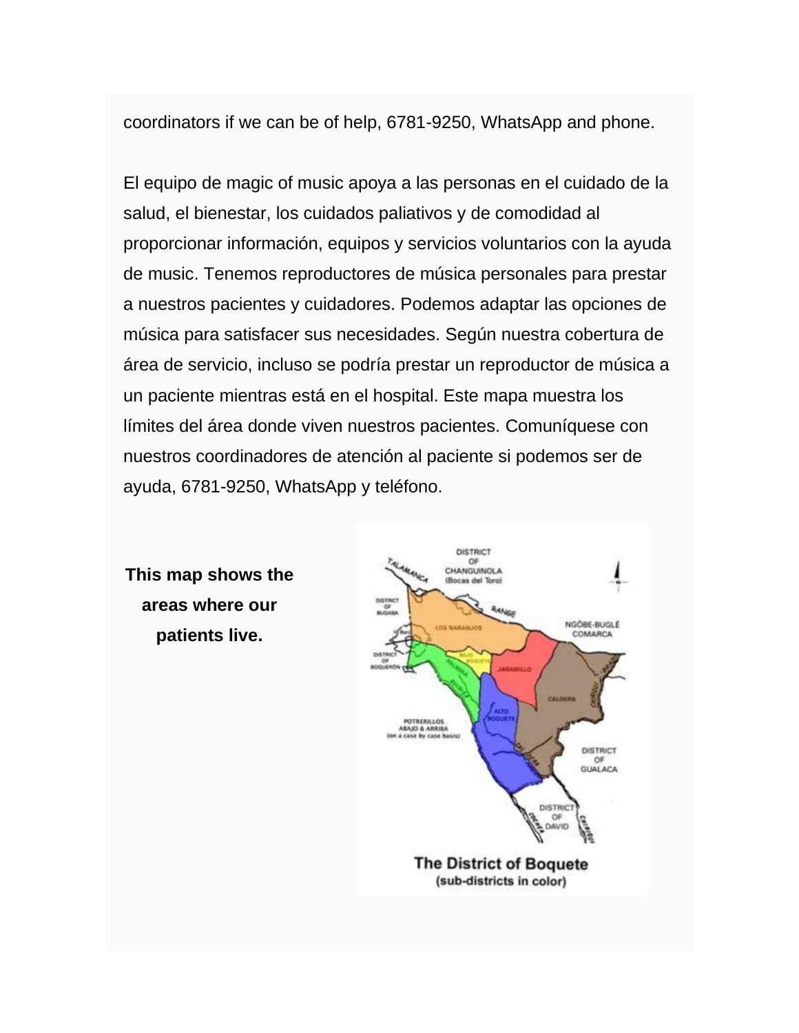coordinators if we can be of help, 6781-9250, WhatsApp and phone.

El equipo de magic of music apoya a las personas en el cuidado de la salud, el bienestar, los cuidados paliativos y de comodidad al proporcionar información, equipos y servicios voluntarios con la ayuda de music. Tenemos reproductores de música personales para prestar a nuestros pacientes y cuidadores. Podemos adaptar las opciones de música para satisfacer sus necesidades. Según nuestra cobertura de área de servicio, incluso se podría prestar un reproductor de música a un paciente mientras está en el hospital. Este mapa muestra los límites del área donde viven nuestros pacientes. Comuníquese con nuestros coordinadores de atención al paciente si podemos ser de ayuda, 6781-9250, WhatsApp y teléfono.

**This map shows the areas where our patients live.**

The District of Boquete
(sub-districts in color)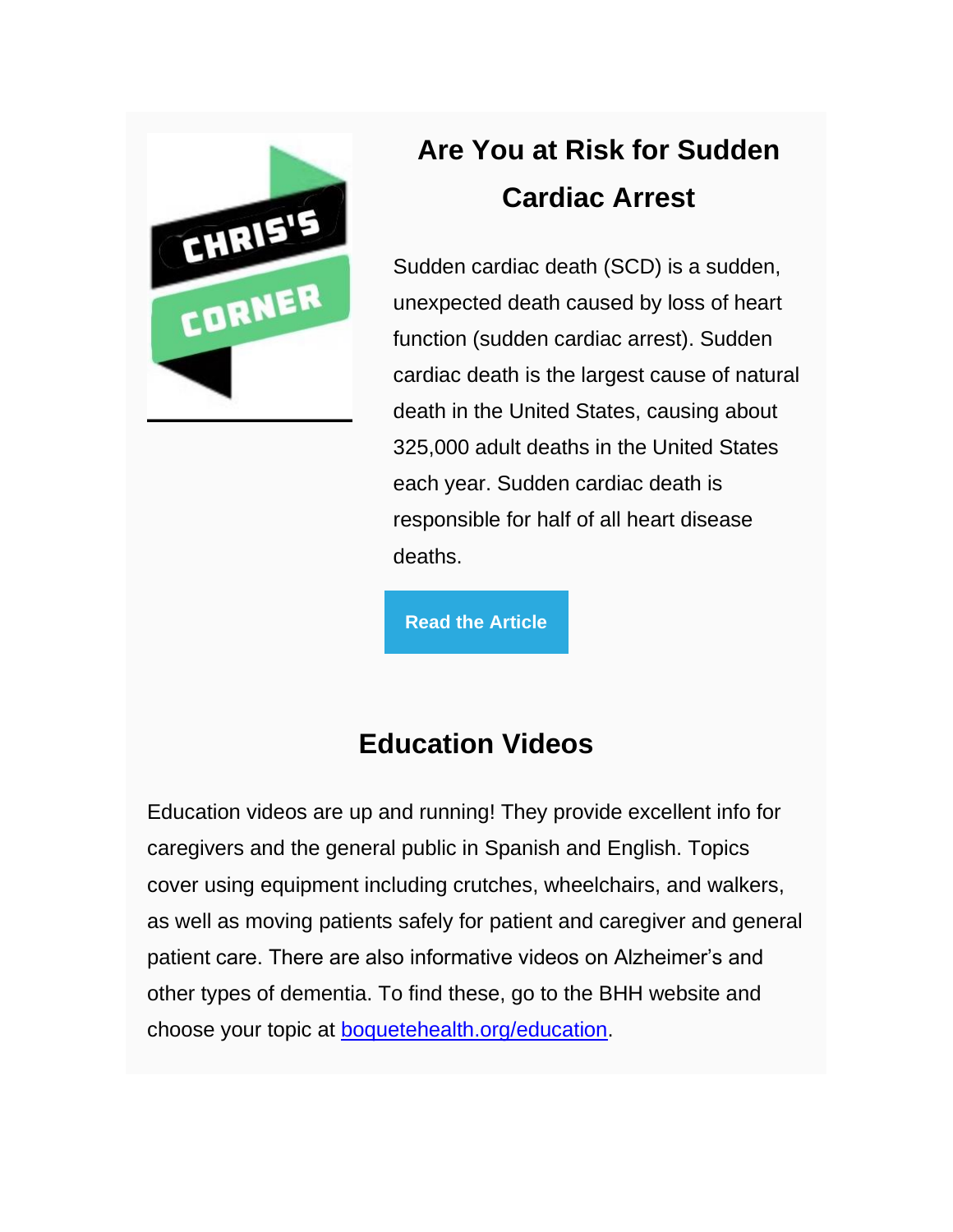CHRIS'S CORNER

## Are You at Risk for Sudden Cardiac Arrest

Sudden cardiac death (SCD) is a sudden, unexpected death caused by loss of heart function (sudden cardiac arrest). Sudden cardiac death is the largest cause of natural death in the United States, causing about 325,000 adult deaths in the United States each year. Sudden cardiac death is responsible for half of all heart disease deaths.

**Read the Article**

## Education Videos

Education videos are up and running! They provide excellent info for caregivers and the general public in Spanish and English. Topics cover using equipment including crutches, wheelchairs, and walkers, as well as moving patients safely for patient and caregiver and general patient care. There are also informative videos on Alzheimer's and other types of dementia. To find these, go to the BHH website and choose your topic at [boquetehealth.org/education](boquetehealth.org/education).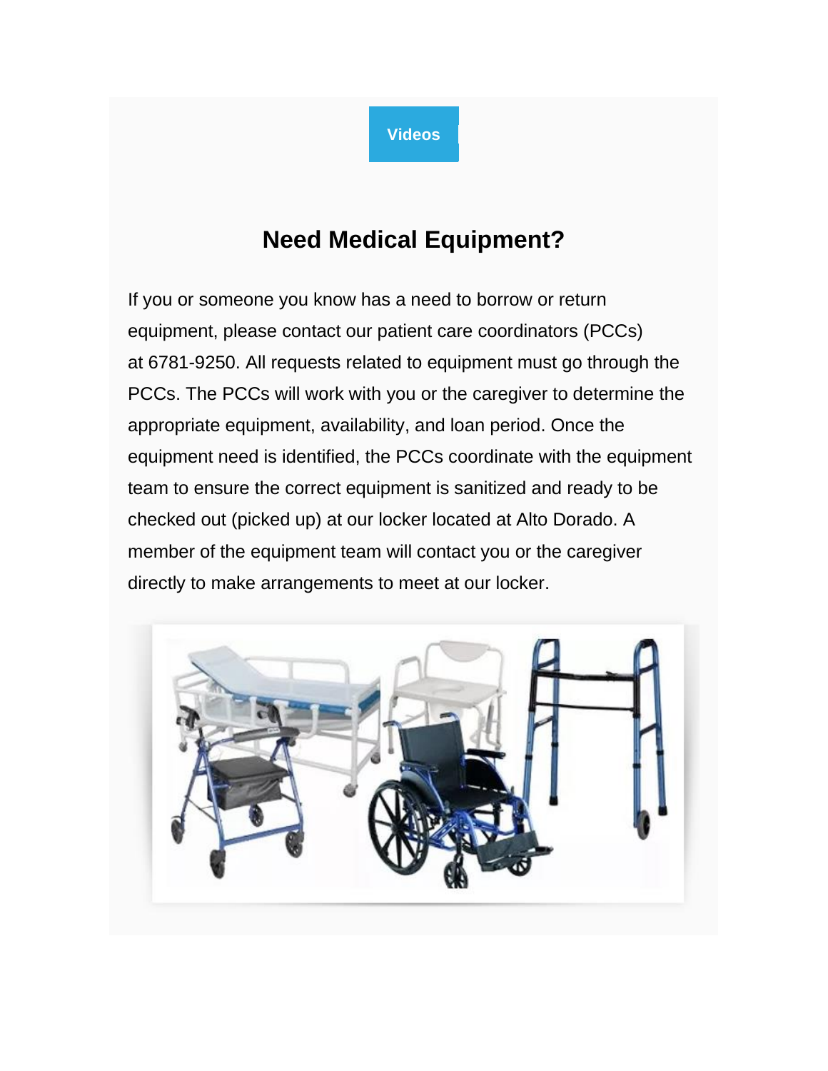Videos

## Need Medical Equipment?

If you or someone you know has a need to borrow or return equipment, please contact our patient care coordinators (PCCs) at 6781-9250. All requests related to equipment must go through the PCCs. The PCCs will work with you or the caregiver to determine the appropriate equipment, availability, and loan period. Once the equipment need is identified, the PCCs coordinate with the equipment team to ensure the correct equipment is sanitized and ready to be checked out (picked up) at our locker located at Alto Dorado. A member of the equipment team will contact you or the caregiver directly to make arrangements to meet at our locker.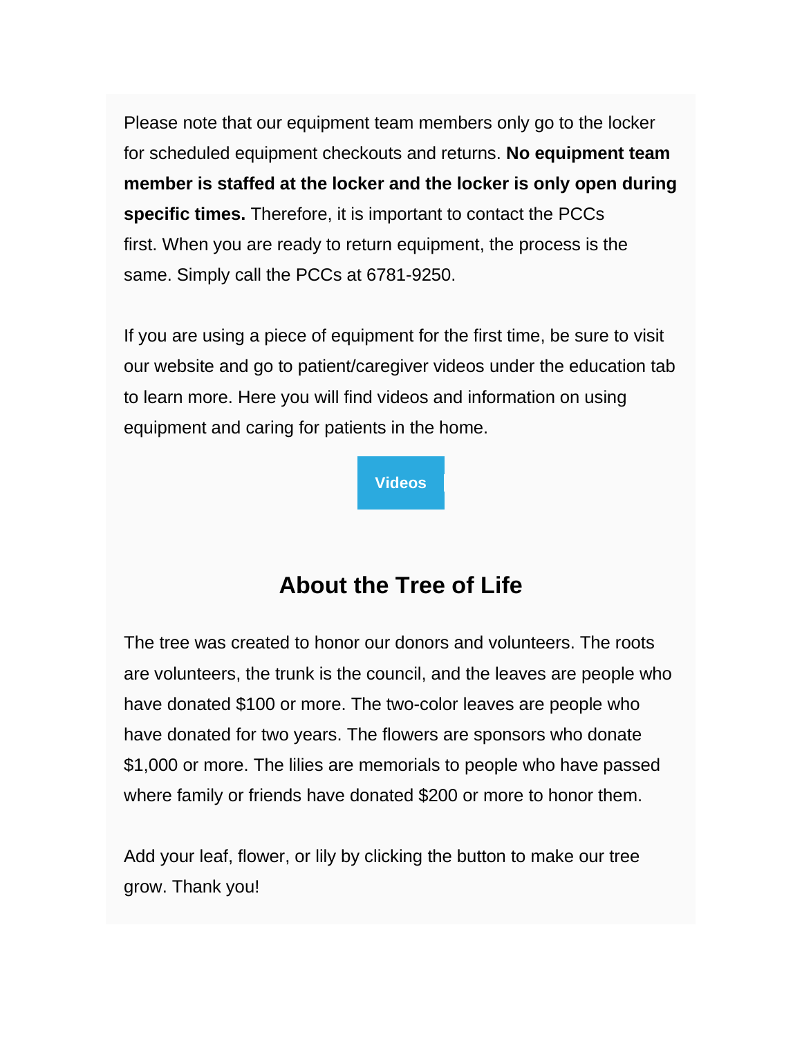Please note that our equipment team members only go to the locker for scheduled equipment checkouts and returns. **No equipment team member is staffed at the locker and the locker is only open during specific times.** Therefore, it is important to contact the PCCs first. When you are ready to return equipment, the process is the same. Simply call the PCCs at 6781-9250.

If you are using a piece of equipment for the first time, be sure to visit our website and go to patient/caregiver videos under the education tab to learn more. Here you will find videos and information on using equipment and caring for patients in the home.

**Videos**

## About the Tree of Life

The tree was created to honor our donors and volunteers. The roots are volunteers, the trunk is the council, and the leaves are people who have donated $100 or more. The two-color leaves are people who have donated for two years. The flowers are sponsors who donate $1,000 or more. The lilies are memorials to people who have passed where family or friends have donated $200 or more to honor them.

Add your leaf, flower, or lily by clicking the button to make our tree grow. Thank you!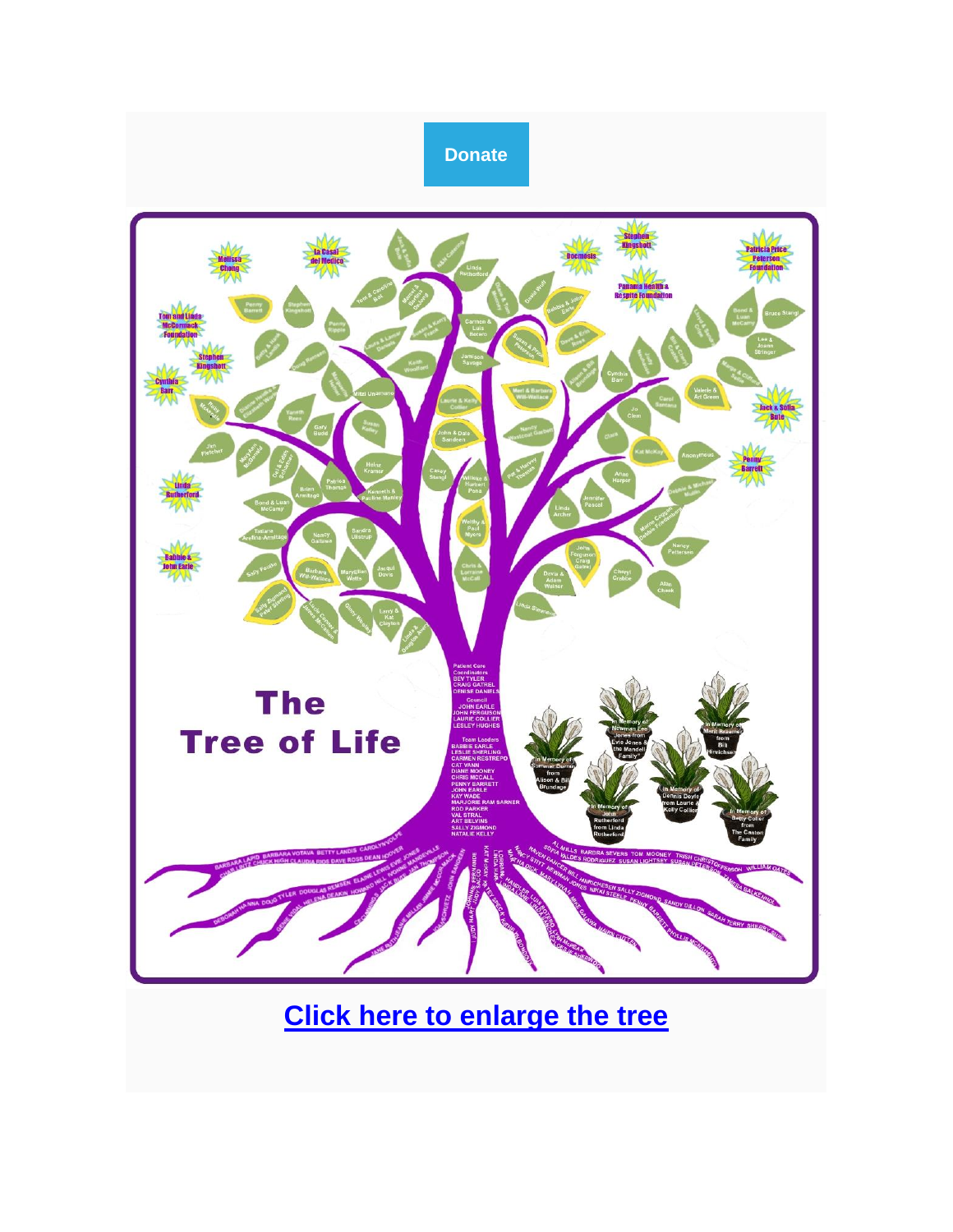Donate

# The Tree of Life

Patient Care Coordinators
BEV TYLER
CRAIG GATREL
DENISE DANIELS

Council
JOHN EARLE
JOHN FERGUSON
LAURIE COLLIER
LESLEY HUGHES

Team Leaders
BABBIE EARLE
LESLIE SHERLING
CARMEN RESTREPO
CAT VANN
DIANE MOONEY
CHRIS MCCALL
PENNY BARRETT
JOHN EARLE
KAY WADE
MARJORIE RAM SARNER
ROD PARKER
VAL STRAL
ART BELVINS
SALLY ZIGMOND
NATALIE KELLY

**Click here to enlarge the tree**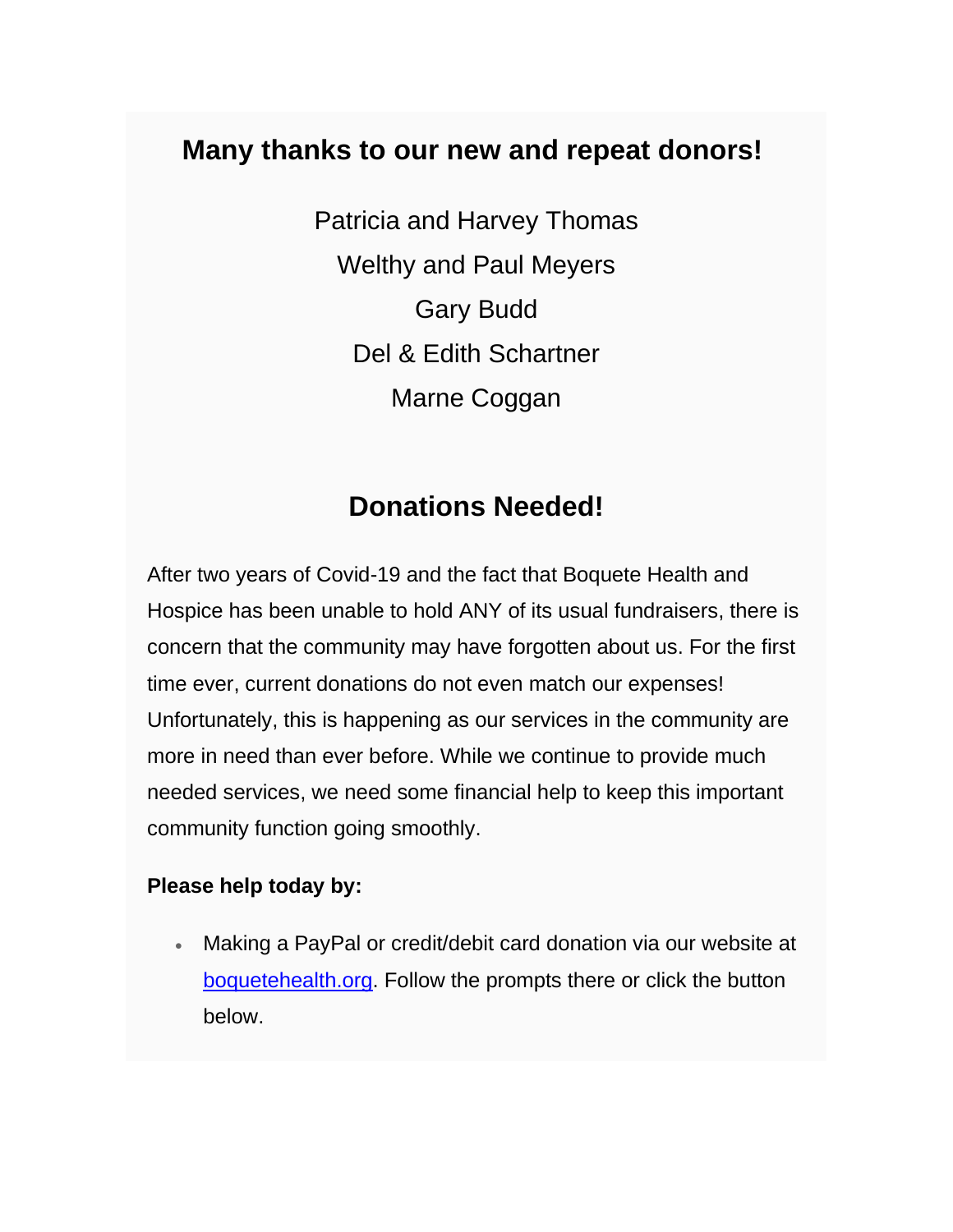## Many thanks to our new and repeat donors!

Patricia and Harvey Thomas

Welthy and Paul Meyers

Gary Budd

Del & Edith Schartner

Marne Coggan

## Donations Needed!

After two years of Covid-19 and the fact that Boquete Health and Hospice has been unable to hold ANY of its usual fundraisers, there is concern that the community may have forgotten about us. For the first time ever, current donations do not even match our expenses! Unfortunately, this is happening as our services in the community are more in need than ever before. While we continue to provide much needed services, we need some financial help to keep this important community function going smoothly.

**Please help today by:**

- Making a PayPal or credit/debit card donation via our website at [boquetehealth.org](boquetehealth.org). Follow the prompts there or click the button below.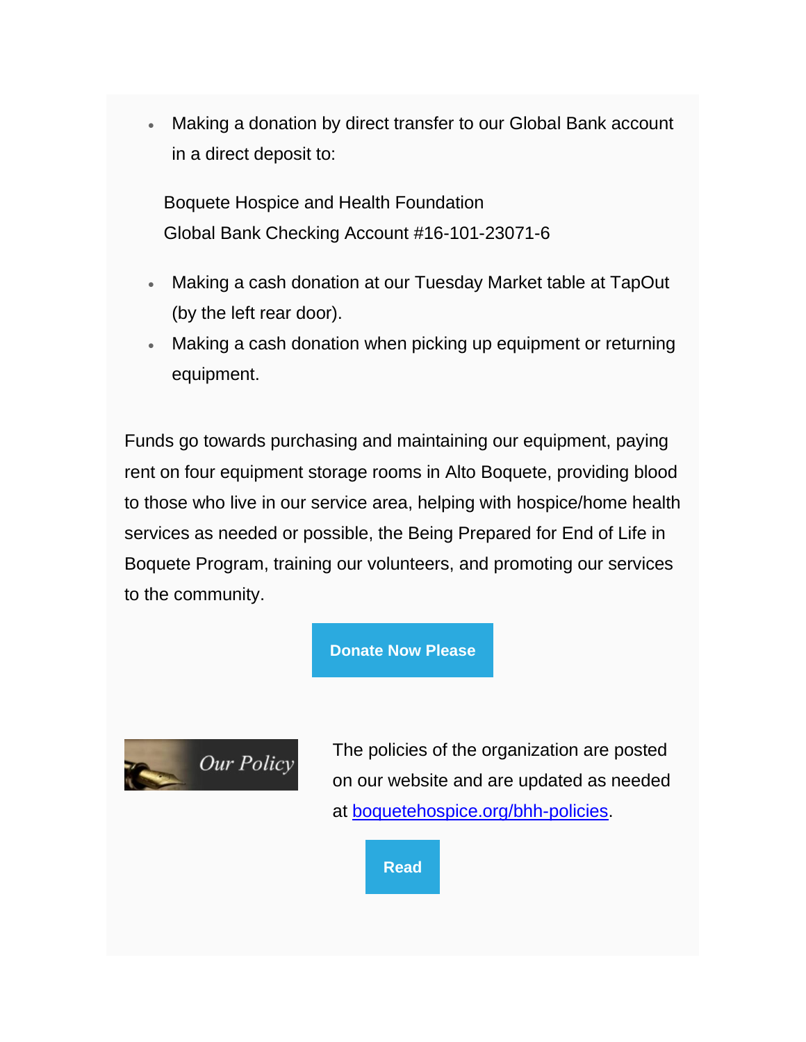- Making a donation by direct transfer to our Global Bank account in a direct deposit to:

  Boquete Hospice and Health Foundation
  Global Bank Checking Account #16-101-23071-6

- Making a cash donation at our Tuesday Market table at TapOut (by the left rear door).
- Making a cash donation when picking up equipment or returning equipment.

Funds go towards purchasing and maintaining our equipment, paying rent on four equipment storage rooms in Alto Boquete, providing blood to those who live in our service area, helping with hospice/home health services as needed or possible, the Being Prepared for End of Life in Boquete Program, training our volunteers, and promoting our services to the community.

**Donate Now Please**

*Our Policy*

The policies of the organization are posted on our website and are updated as needed at [boquetehospice.org/bhh-policies](boquetehospice.org/bhh-policies).

**Read**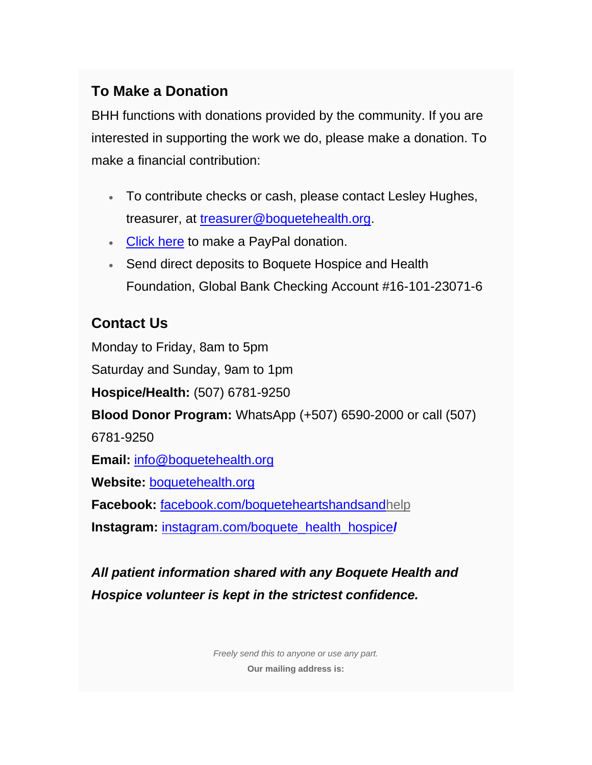## To Make a Donation

BHH functions with donations provided by the community. If you are interested in supporting the work we do, please make a donation. To make a financial contribution:

- To contribute checks or cash, please contact Lesley Hughes, treasurer, at treasurer@boquetehealth.org.
- Click here to make a PayPal donation.
- Send direct deposits to Boquete Hospice and Health Foundation, Global Bank Checking Account #16-101-23071-6

## Contact Us

Monday to Friday, 8am to 5pm

Saturday and Sunday, 9am to 1pm

**Hospice/Health:** (507) 6781-9250

**Blood Donor Program:** WhatsApp (+507) 6590-2000 or call (507) 6781-9250

**Email:** info@boquetehealth.org

**Website:** boquetehealth.org

**Facebook:** facebook.com/boqueteheartshandsandhelp

**Instagram:** instagram.com/boquete_health_hospice/

***All patient information shared with any Boquete Health and Hospice volunteer is kept in the strictest confidence.***

*Freely send this to anyone or use any part.*

**Our mailing address is:**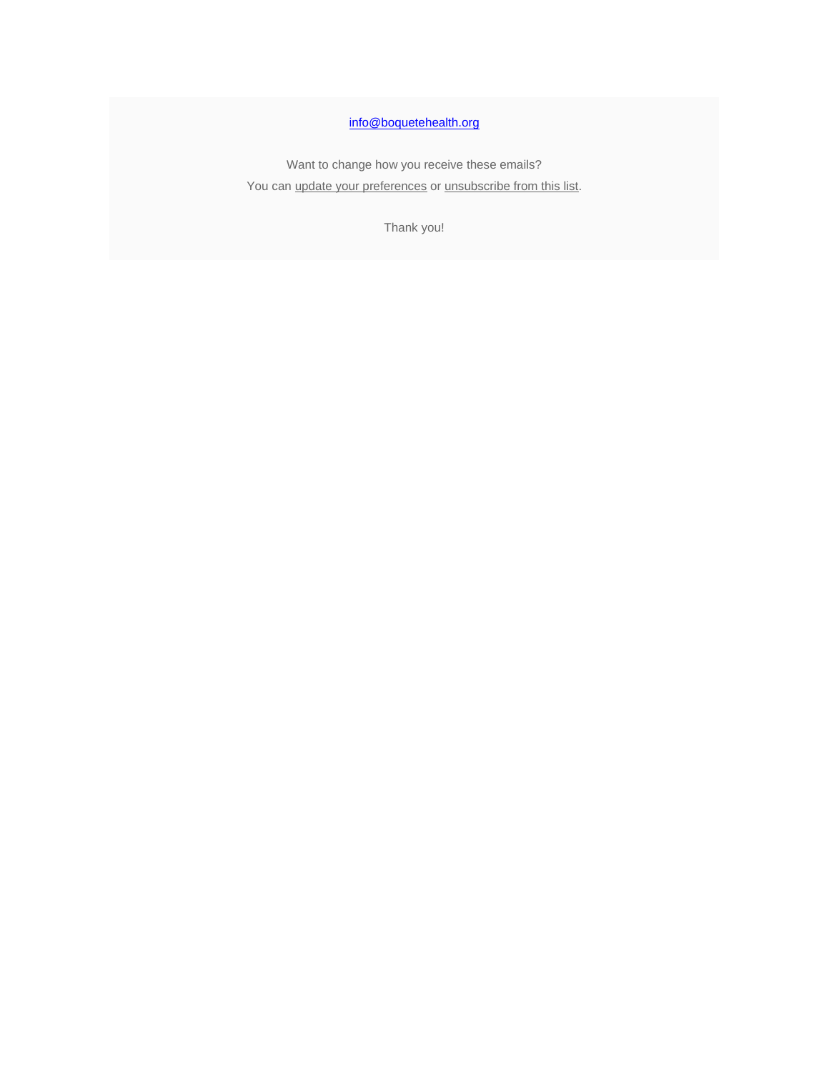info@boquetehealth.org

Want to change how you receive these emails?
You can update your preferences or unsubscribe from this list.

Thank you!